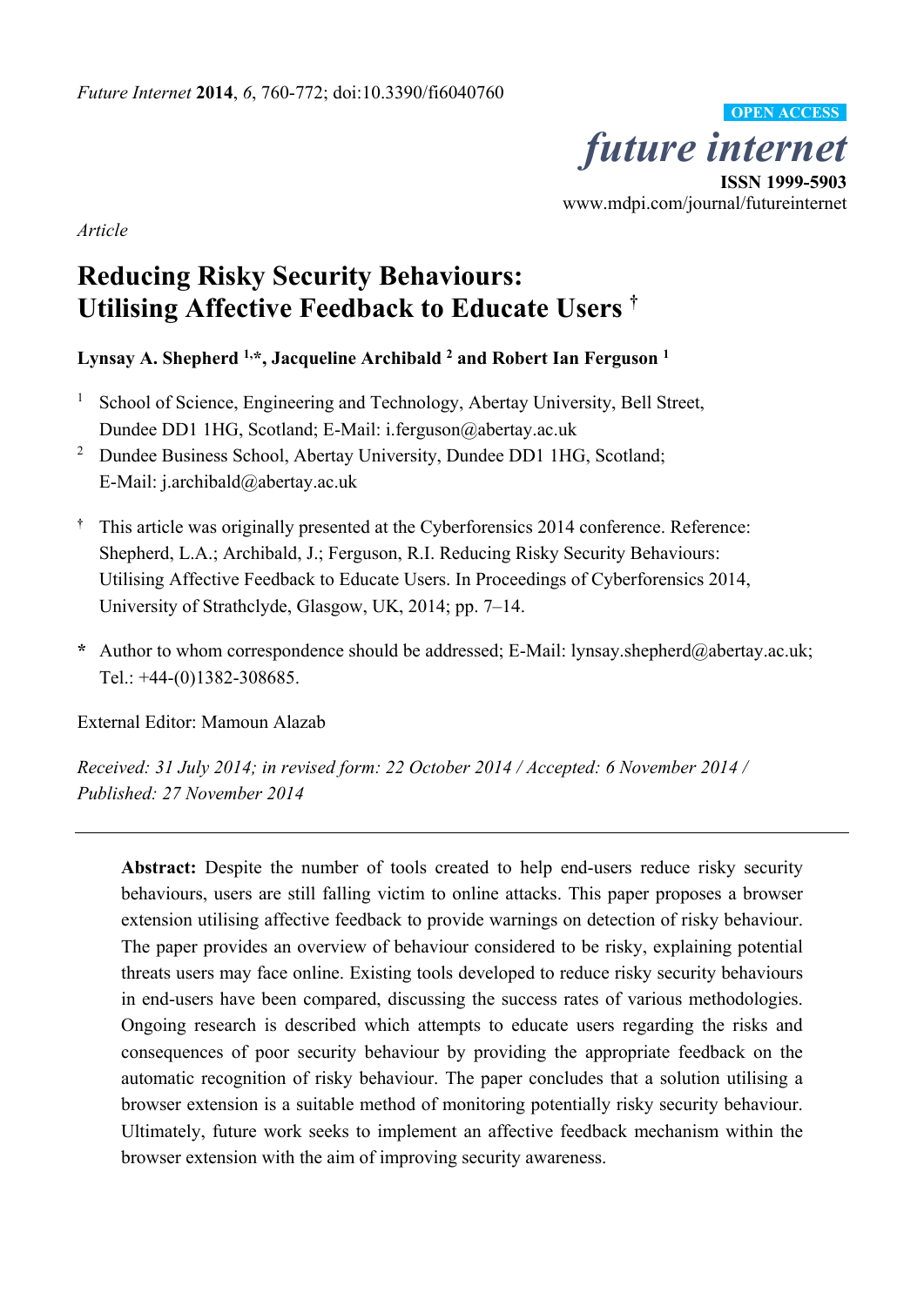*Future Internet* **2014**, *6*, 760-772; doi:10.3390/fi6040760

**OPEN ACCESS**

*future internet*

**ISSN 1999-5903**

www.mdpi.com/journal/futureinternet

*Article*

# Reducing Risky Security Behaviours: Utilising Affective Feedback to Educate Users [†]

**Lynsay A. Shepherd [1,*], Jacqueline Archibald [2] and Robert Ian Ferguson [1]**

[1] School of Science, Engineering and Technology, Abertay University, Bell Street, Dundee DD1 1HG, Scotland; E-Mail: i.ferguson@abertay.ac.uk

[2] Dundee Business School, Abertay University, Dundee DD1 1HG, Scotland; E-Mail: j.archibald@abertay.ac.uk

[†] This article was originally presented at the Cyberforensics 2014 conference. Reference: Shepherd, L.A.; Archibald, J.; Ferguson, R.I. Reducing Risky Security Behaviours: Utilising Affective Feedback to Educate Users. In Proceedings of Cyberforensics 2014, University of Strathclyde, Glasgow, UK, 2014; pp. 7–14.

[*] Author to whom correspondence should be addressed; E-Mail: lynsay.shepherd@abertay.ac.uk; Tel.: +44-(0)1382-308685.

External Editor: Mamoun Alazab

*Received: 31 July 2014; in revised form: 22 October 2014 / Accepted: 6 November 2014 / Published: 27 November 2014*

---

**Abstract:** Despite the number of tools created to help end-users reduce risky security behaviours, users are still falling victim to online attacks. This paper proposes a browser extension utilising affective feedback to provide warnings on detection of risky behaviour. The paper provides an overview of behaviour considered to be risky, explaining potential threats users may face online. Existing tools developed to reduce risky security behaviours in end-users have been compared, discussing the success rates of various methodologies. Ongoing research is described which attempts to educate users regarding the risks and consequences of poor security behaviour by providing the appropriate feedback on the automatic recognition of risky behaviour. The paper concludes that a solution utilising a browser extension is a suitable method of monitoring potentially risky security behaviour. Ultimately, future work seeks to implement an affective feedback mechanism within the browser extension with the aim of improving security awareness.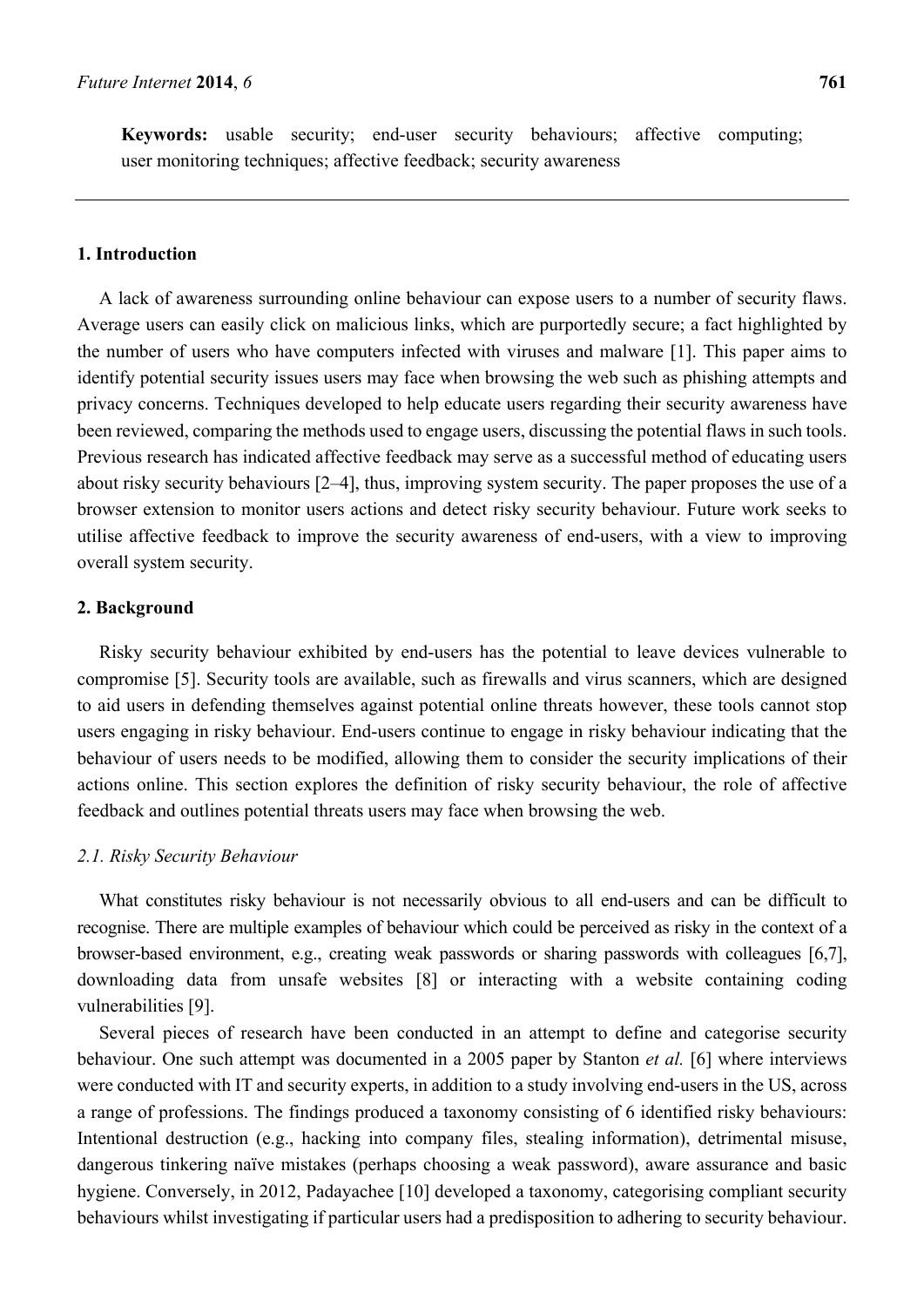**Keywords:** usable security; end-user security behaviours; affective computing; user monitoring techniques; affective feedback; security awareness

## 1. Introduction

A lack of awareness surrounding online behaviour can expose users to a number of security flaws. Average users can easily click on malicious links, which are purportedly secure; a fact highlighted by the number of users who have computers infected with viruses and malware [1]. This paper aims to identify potential security issues users may face when browsing the web such as phishing attempts and privacy concerns. Techniques developed to help educate users regarding their security awareness have been reviewed, comparing the methods used to engage users, discussing the potential flaws in such tools. Previous research has indicated affective feedback may serve as a successful method of educating users about risky security behaviours [2–4], thus, improving system security. The paper proposes the use of a browser extension to monitor users actions and detect risky security behaviour. Future work seeks to utilise affective feedback to improve the security awareness of end-users, with a view to improving overall system security.

## 2. Background

Risky security behaviour exhibited by end-users has the potential to leave devices vulnerable to compromise [5]. Security tools are available, such as firewalls and virus scanners, which are designed to aid users in defending themselves against potential online threats however, these tools cannot stop users engaging in risky behaviour. End-users continue to engage in risky behaviour indicating that the behaviour of users needs to be modified, allowing them to consider the security implications of their actions online. This section explores the definition of risky security behaviour, the role of affective feedback and outlines potential threats users may face when browsing the web.

### *2.1. Risky Security Behaviour*

What constitutes risky behaviour is not necessarily obvious to all end-users and can be difficult to recognise. There are multiple examples of behaviour which could be perceived as risky in the context of a browser-based environment, e.g., creating weak passwords or sharing passwords with colleagues [6,7], downloading data from unsafe websites [8] or interacting with a website containing coding vulnerabilities [9].

Several pieces of research have been conducted in an attempt to define and categorise security behaviour. One such attempt was documented in a 2005 paper by Stanton *et al.* [6] where interviews were conducted with IT and security experts, in addition to a study involving end-users in the US, across a range of professions. The findings produced a taxonomy consisting of 6 identified risky behaviours: Intentional destruction (e.g., hacking into company files, stealing information), detrimental misuse, dangerous tinkering naïve mistakes (perhaps choosing a weak password), aware assurance and basic hygiene. Conversely, in 2012, Padayachee [10] developed a taxonomy, categorising compliant security behaviours whilst investigating if particular users had a predisposition to adhering to security behaviour.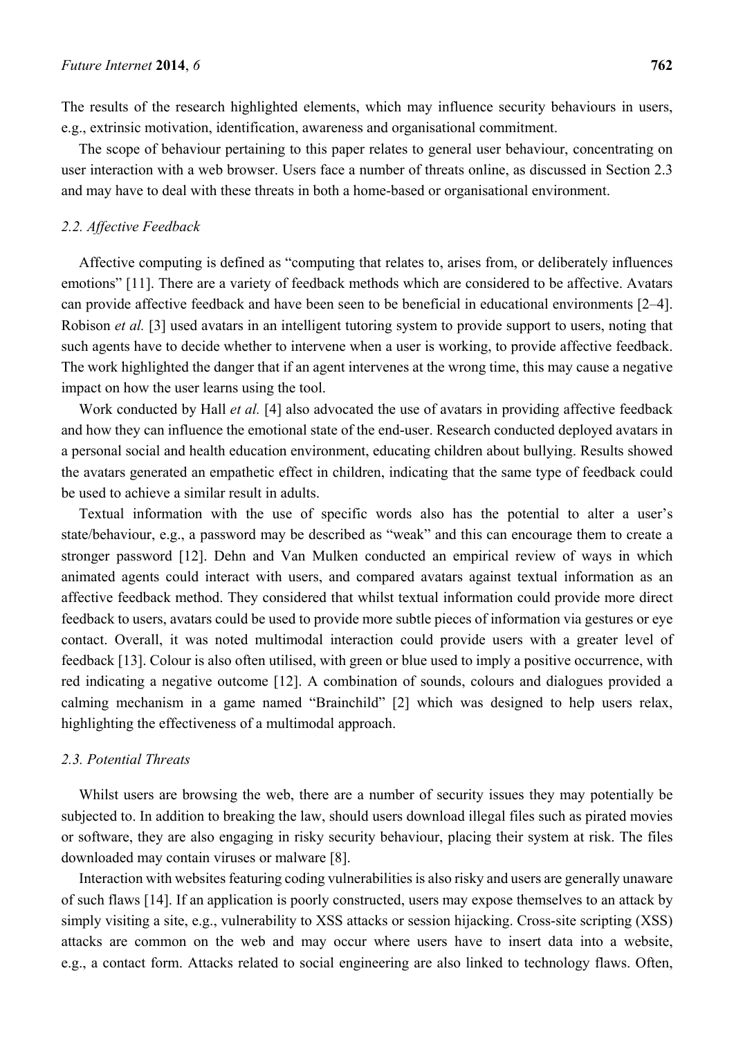The results of the research highlighted elements, which may influence security behaviours in users, e.g., extrinsic motivation, identification, awareness and organisational commitment.

The scope of behaviour pertaining to this paper relates to general user behaviour, concentrating on user interaction with a web browser. Users face a number of threats online, as discussed in Section 2.3 and may have to deal with these threats in both a home-based or organisational environment.

### 2.2. Affective Feedback

Affective computing is defined as "computing that relates to, arises from, or deliberately influences emotions" [11]. There are a variety of feedback methods which are considered to be affective. Avatars can provide affective feedback and have been seen to be beneficial in educational environments [2–4]. Robison *et al.* [3] used avatars in an intelligent tutoring system to provide support to users, noting that such agents have to decide whether to intervene when a user is working, to provide affective feedback. The work highlighted the danger that if an agent intervenes at the wrong time, this may cause a negative impact on how the user learns using the tool.

Work conducted by Hall *et al.* [4] also advocated the use of avatars in providing affective feedback and how they can influence the emotional state of the end-user. Research conducted deployed avatars in a personal social and health education environment, educating children about bullying. Results showed the avatars generated an empathetic effect in children, indicating that the same type of feedback could be used to achieve a similar result in adults.

Textual information with the use of specific words also has the potential to alter a user's state/behaviour, e.g., a password may be described as "weak" and this can encourage them to create a stronger password [12]. Dehn and Van Mulken conducted an empirical review of ways in which animated agents could interact with users, and compared avatars against textual information as an affective feedback method. They considered that whilst textual information could provide more direct feedback to users, avatars could be used to provide more subtle pieces of information via gestures or eye contact. Overall, it was noted multimodal interaction could provide users with a greater level of feedback [13]. Colour is also often utilised, with green or blue used to imply a positive occurrence, with red indicating a negative outcome [12]. A combination of sounds, colours and dialogues provided a calming mechanism in a game named "Brainchild" [2] which was designed to help users relax, highlighting the effectiveness of a multimodal approach.

### 2.3. Potential Threats

Whilst users are browsing the web, there are a number of security issues they may potentially be subjected to. In addition to breaking the law, should users download illegal files such as pirated movies or software, they are also engaging in risky security behaviour, placing their system at risk. The files downloaded may contain viruses or malware [8].

Interaction with websites featuring coding vulnerabilities is also risky and users are generally unaware of such flaws [14]. If an application is poorly constructed, users may expose themselves to an attack by simply visiting a site, e.g., vulnerability to XSS attacks or session hijacking. Cross-site scripting (XSS) attacks are common on the web and may occur where users have to insert data into a website, e.g., a contact form. Attacks related to social engineering are also linked to technology flaws. Often,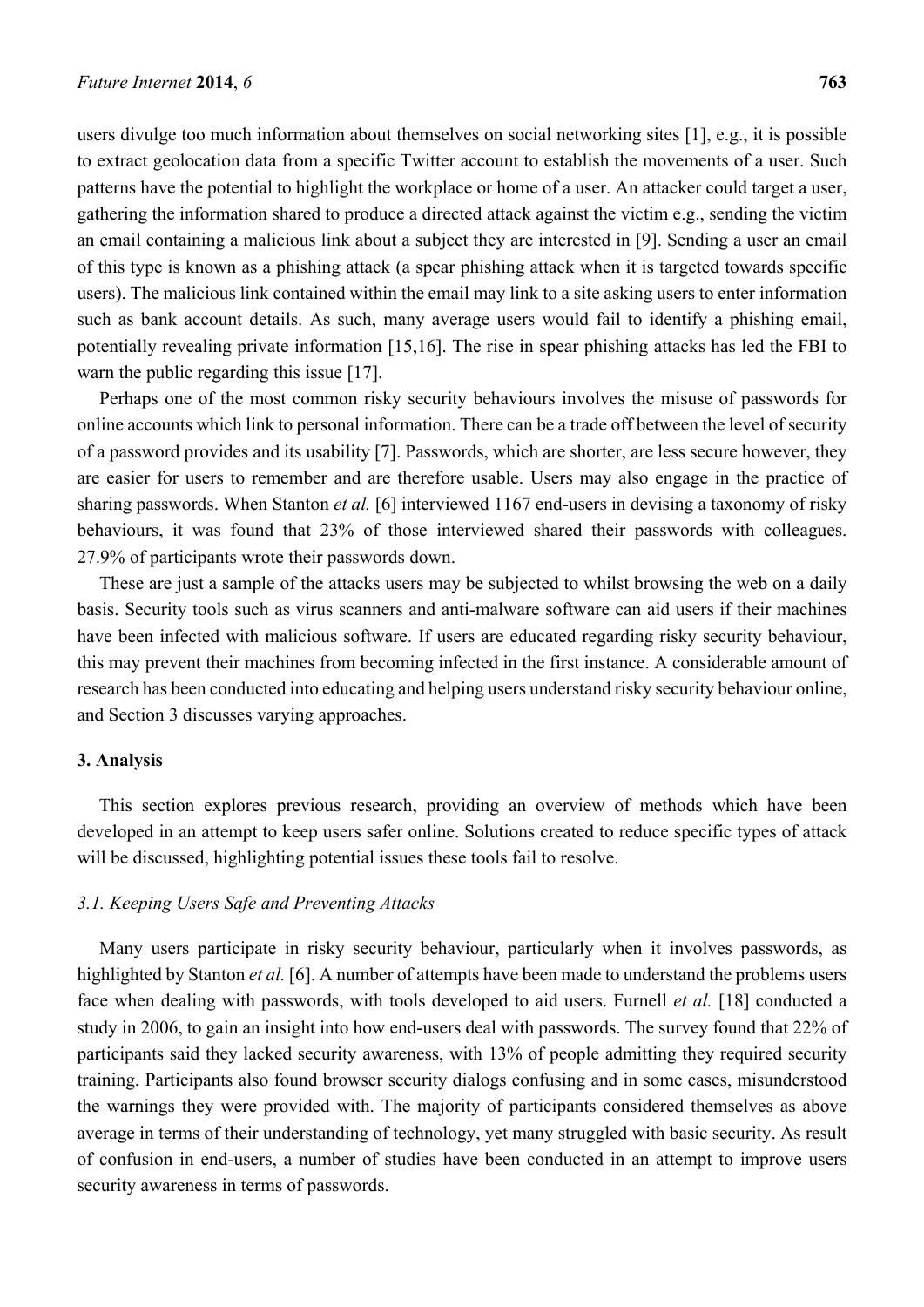users divulge too much information about themselves on social networking sites [1], e.g., it is possible to extract geolocation data from a specific Twitter account to establish the movements of a user. Such patterns have the potential to highlight the workplace or home of a user. An attacker could target a user, gathering the information shared to produce a directed attack against the victim e.g., sending the victim an email containing a malicious link about a subject they are interested in [9]. Sending a user an email of this type is known as a phishing attack (a spear phishing attack when it is targeted towards specific users). The malicious link contained within the email may link to a site asking users to enter information such as bank account details. As such, many average users would fail to identify a phishing email, potentially revealing private information [15,16]. The rise in spear phishing attacks has led the FBI to warn the public regarding this issue [17].

Perhaps one of the most common risky security behaviours involves the misuse of passwords for online accounts which link to personal information. There can be a trade off between the level of security of a password provides and its usability [7]. Passwords, which are shorter, are less secure however, they are easier for users to remember and are therefore usable. Users may also engage in the practice of sharing passwords. When Stanton *et al.* [6] interviewed 1167 end-users in devising a taxonomy of risky behaviours, it was found that 23% of those interviewed shared their passwords with colleagues. 27.9% of participants wrote their passwords down.

These are just a sample of the attacks users may be subjected to whilst browsing the web on a daily basis. Security tools such as virus scanners and anti-malware software can aid users if their machines have been infected with malicious software. If users are educated regarding risky security behaviour, this may prevent their machines from becoming infected in the first instance. A considerable amount of research has been conducted into educating and helping users understand risky security behaviour online, and Section 3 discusses varying approaches.

## 3. Analysis

This section explores previous research, providing an overview of methods which have been developed in an attempt to keep users safer online. Solutions created to reduce specific types of attack will be discussed, highlighting potential issues these tools fail to resolve.

### *3.1. Keeping Users Safe and Preventing Attacks*

Many users participate in risky security behaviour, particularly when it involves passwords, as highlighted by Stanton *et al.* [6]. A number of attempts have been made to understand the problems users face when dealing with passwords, with tools developed to aid users. Furnell *et al.* [18] conducted a study in 2006, to gain an insight into how end-users deal with passwords. The survey found that 22% of participants said they lacked security awareness, with 13% of people admitting they required security training. Participants also found browser security dialogs confusing and in some cases, misunderstood the warnings they were provided with. The majority of participants considered themselves as above average in terms of their understanding of technology, yet many struggled with basic security. As result of confusion in end-users, a number of studies have been conducted in an attempt to improve users security awareness in terms of passwords.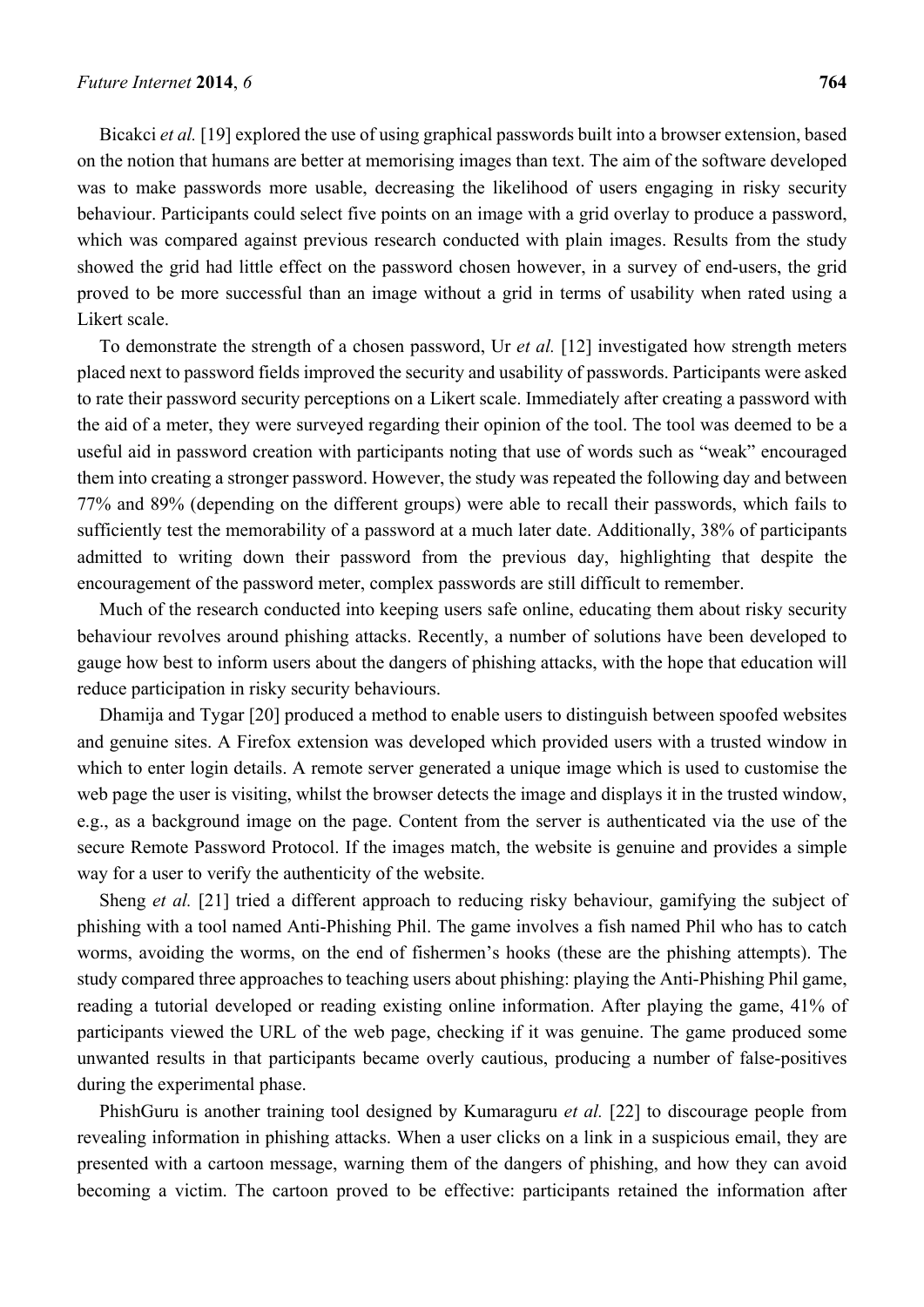Bicakci *et al.* [19] explored the use of using graphical passwords built into a browser extension, based on the notion that humans are better at memorising images than text. The aim of the software developed was to make passwords more usable, decreasing the likelihood of users engaging in risky security behaviour. Participants could select five points on an image with a grid overlay to produce a password, which was compared against previous research conducted with plain images. Results from the study showed the grid had little effect on the password chosen however, in a survey of end-users, the grid proved to be more successful than an image without a grid in terms of usability when rated using a Likert scale.

To demonstrate the strength of a chosen password, Ur *et al.* [12] investigated how strength meters placed next to password fields improved the security and usability of passwords. Participants were asked to rate their password security perceptions on a Likert scale. Immediately after creating a password with the aid of a meter, they were surveyed regarding their opinion of the tool. The tool was deemed to be a useful aid in password creation with participants noting that use of words such as "weak" encouraged them into creating a stronger password. However, the study was repeated the following day and between 77% and 89% (depending on the different groups) were able to recall their passwords, which fails to sufficiently test the memorability of a password at a much later date. Additionally, 38% of participants admitted to writing down their password from the previous day, highlighting that despite the encouragement of the password meter, complex passwords are still difficult to remember.

Much of the research conducted into keeping users safe online, educating them about risky security behaviour revolves around phishing attacks. Recently, a number of solutions have been developed to gauge how best to inform users about the dangers of phishing attacks, with the hope that education will reduce participation in risky security behaviours.

Dhamija and Tygar [20] produced a method to enable users to distinguish between spoofed websites and genuine sites. A Firefox extension was developed which provided users with a trusted window in which to enter login details. A remote server generated a unique image which is used to customise the web page the user is visiting, whilst the browser detects the image and displays it in the trusted window, e.g., as a background image on the page. Content from the server is authenticated via the use of the secure Remote Password Protocol. If the images match, the website is genuine and provides a simple way for a user to verify the authenticity of the website.

Sheng *et al.* [21] tried a different approach to reducing risky behaviour, gamifying the subject of phishing with a tool named Anti-Phishing Phil. The game involves a fish named Phil who has to catch worms, avoiding the worms, on the end of fishermen's hooks (these are the phishing attempts). The study compared three approaches to teaching users about phishing: playing the Anti-Phishing Phil game, reading a tutorial developed or reading existing online information. After playing the game, 41% of participants viewed the URL of the web page, checking if it was genuine. The game produced some unwanted results in that participants became overly cautious, producing a number of false-positives during the experimental phase.

PhishGuru is another training tool designed by Kumaraguru *et al.* [22] to discourage people from revealing information in phishing attacks. When a user clicks on a link in a suspicious email, they are presented with a cartoon message, warning them of the dangers of phishing, and how they can avoid becoming a victim. The cartoon proved to be effective: participants retained the information after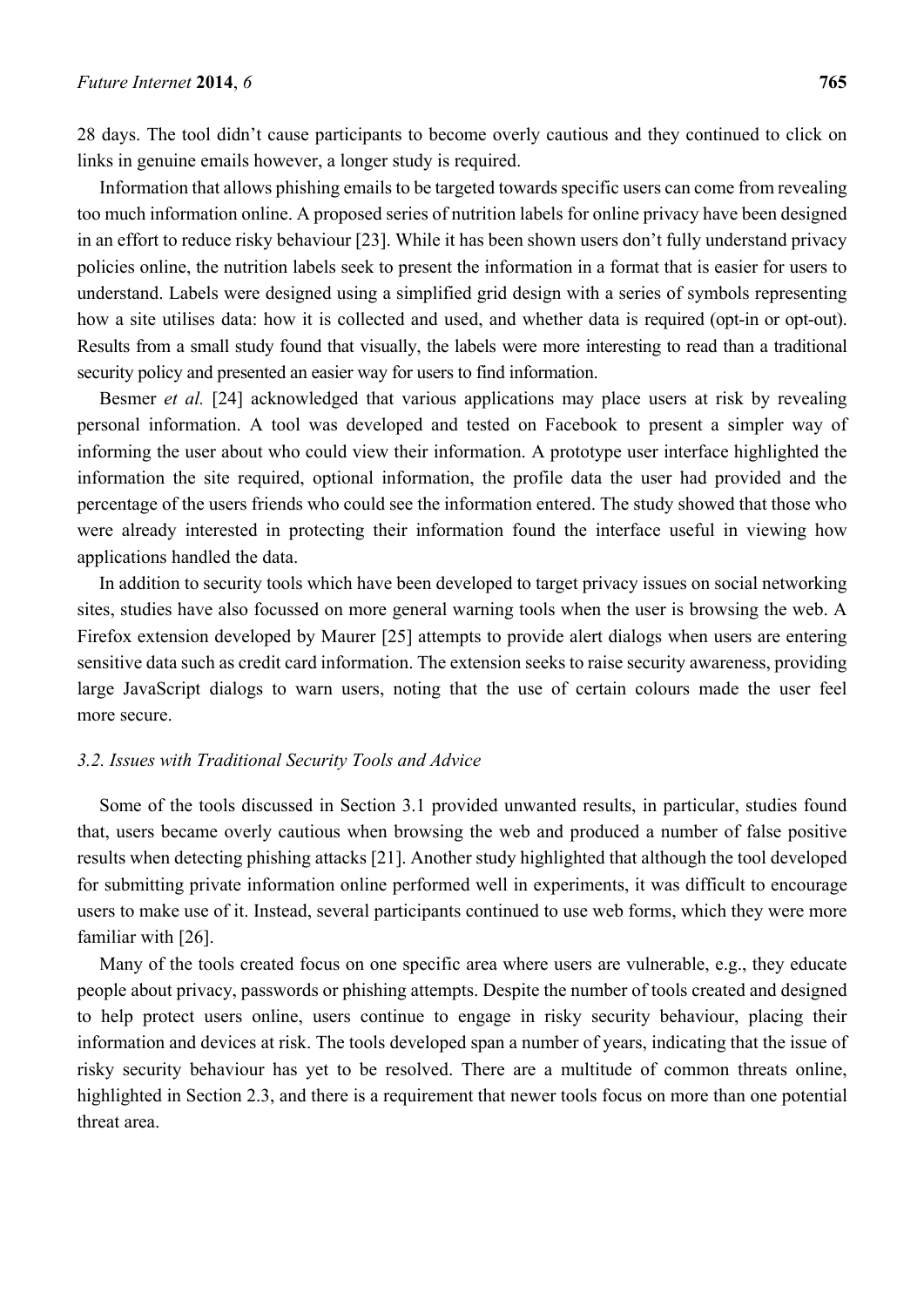28 days. The tool didn't cause participants to become overly cautious and they continued to click on links in genuine emails however, a longer study is required.

Information that allows phishing emails to be targeted towards specific users can come from revealing too much information online. A proposed series of nutrition labels for online privacy have been designed in an effort to reduce risky behaviour [23]. While it has been shown users don't fully understand privacy policies online, the nutrition labels seek to present the information in a format that is easier for users to understand. Labels were designed using a simplified grid design with a series of symbols representing how a site utilises data: how it is collected and used, and whether data is required (opt-in or opt-out). Results from a small study found that visually, the labels were more interesting to read than a traditional security policy and presented an easier way for users to find information.

Besmer *et al.* [24] acknowledged that various applications may place users at risk by revealing personal information. A tool was developed and tested on Facebook to present a simpler way of informing the user about who could view their information. A prototype user interface highlighted the information the site required, optional information, the profile data the user had provided and the percentage of the users friends who could see the information entered. The study showed that those who were already interested in protecting their information found the interface useful in viewing how applications handled the data.

In addition to security tools which have been developed to target privacy issues on social networking sites, studies have also focussed on more general warning tools when the user is browsing the web. A Firefox extension developed by Maurer [25] attempts to provide alert dialogs when users are entering sensitive data such as credit card information. The extension seeks to raise security awareness, providing large JavaScript dialogs to warn users, noting that the use of certain colours made the user feel more secure.

### *3.2. Issues with Traditional Security Tools and Advice*

Some of the tools discussed in Section 3.1 provided unwanted results, in particular, studies found that, users became overly cautious when browsing the web and produced a number of false positive results when detecting phishing attacks [21]. Another study highlighted that although the tool developed for submitting private information online performed well in experiments, it was difficult to encourage users to make use of it. Instead, several participants continued to use web forms, which they were more familiar with [26].

Many of the tools created focus on one specific area where users are vulnerable, e.g., they educate people about privacy, passwords or phishing attempts. Despite the number of tools created and designed to help protect users online, users continue to engage in risky security behaviour, placing their information and devices at risk. The tools developed span a number of years, indicating that the issue of risky security behaviour has yet to be resolved. There are a multitude of common threats online, highlighted in Section 2.3, and there is a requirement that newer tools focus on more than one potential threat area.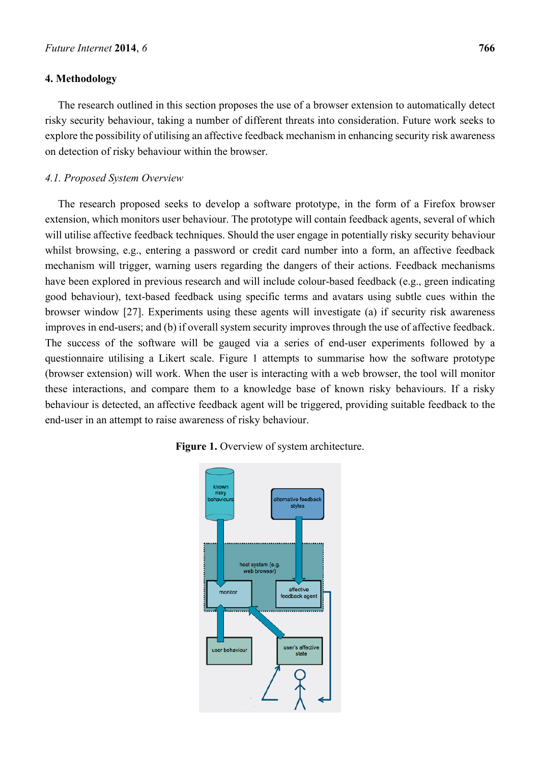## 4. Methodology

The research outlined in this section proposes the use of a browser extension to automatically detect risky security behaviour, taking a number of different threats into consideration. Future work seeks to explore the possibility of utilising an affective feedback mechanism in enhancing security risk awareness on detection of risky behaviour within the browser.

### *4.1. Proposed System Overview*

The research proposed seeks to develop a software prototype, in the form of a Firefox browser extension, which monitors user behaviour. The prototype will contain feedback agents, several of which will utilise affective feedback techniques. Should the user engage in potentially risky security behaviour whilst browsing, e.g., entering a password or credit card number into a form, an affective feedback mechanism will trigger, warning users regarding the dangers of their actions. Feedback mechanisms have been explored in previous research and will include colour-based feedback (e.g., green indicating good behaviour), text-based feedback using specific terms and avatars using subtle cues within the browser window [27]. Experiments using these agents will investigate (a) if security risk awareness improves in end-users; and (b) if overall system security improves through the use of affective feedback. The success of the software will be gauged via a series of end-user experiments followed by a questionnaire utilising a Likert scale. Figure 1 attempts to summarise how the software prototype (browser extension) will work. When the user is interacting with a web browser, the tool will monitor these interactions, and compare them to a knowledge base of known risky behaviours. If a risky behaviour is detected, an affective feedback agent will be triggered, providing suitable feedback to the end-user in an attempt to raise awareness of risky behaviour.

**Figure 1.** Overview of system architecture.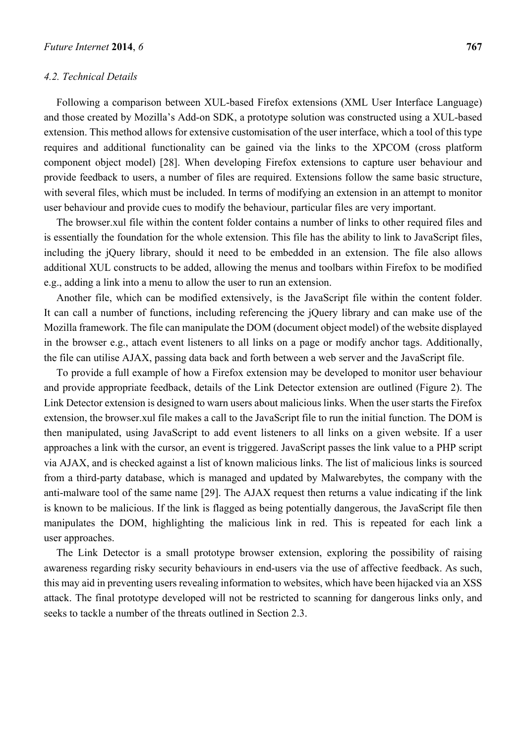### 4.2. Technical Details

Following a comparison between XUL-based Firefox extensions (XML User Interface Language) and those created by Mozilla's Add-on SDK, a prototype solution was constructed using a XUL-based extension. This method allows for extensive customisation of the user interface, which a tool of this type requires and additional functionality can be gained via the links to the XPCOM (cross platform component object model) [28]. When developing Firefox extensions to capture user behaviour and provide feedback to users, a number of files are required. Extensions follow the same basic structure, with several files, which must be included. In terms of modifying an extension in an attempt to monitor user behaviour and provide cues to modify the behaviour, particular files are very important.

The browser.xul file within the content folder contains a number of links to other required files and is essentially the foundation for the whole extension. This file has the ability to link to JavaScript files, including the jQuery library, should it need to be embedded in an extension. The file also allows additional XUL constructs to be added, allowing the menus and toolbars within Firefox to be modified e.g., adding a link into a menu to allow the user to run an extension.

Another file, which can be modified extensively, is the JavaScript file within the content folder. It can call a number of functions, including referencing the jQuery library and can make use of the Mozilla framework. The file can manipulate the DOM (document object model) of the website displayed in the browser e.g., attach event listeners to all links on a page or modify anchor tags. Additionally, the file can utilise AJAX, passing data back and forth between a web server and the JavaScript file.

To provide a full example of how a Firefox extension may be developed to monitor user behaviour and provide appropriate feedback, details of the Link Detector extension are outlined (Figure 2). The Link Detector extension is designed to warn users about malicious links. When the user starts the Firefox extension, the browser.xul file makes a call to the JavaScript file to run the initial function. The DOM is then manipulated, using JavaScript to add event listeners to all links on a given website. If a user approaches a link with the cursor, an event is triggered. JavaScript passes the link value to a PHP script via AJAX, and is checked against a list of known malicious links. The list of malicious links is sourced from a third-party database, which is managed and updated by Malwarebytes, the company with the anti-malware tool of the same name [29]. The AJAX request then returns a value indicating if the link is known to be malicious. If the link is flagged as being potentially dangerous, the JavaScript file then manipulates the DOM, highlighting the malicious link in red. This is repeated for each link a user approaches.

The Link Detector is a small prototype browser extension, exploring the possibility of raising awareness regarding risky security behaviours in end-users via the use of affective feedback. As such, this may aid in preventing users revealing information to websites, which have been hijacked via an XSS attack. The final prototype developed will not be restricted to scanning for dangerous links only, and seeks to tackle a number of the threats outlined in Section 2.3.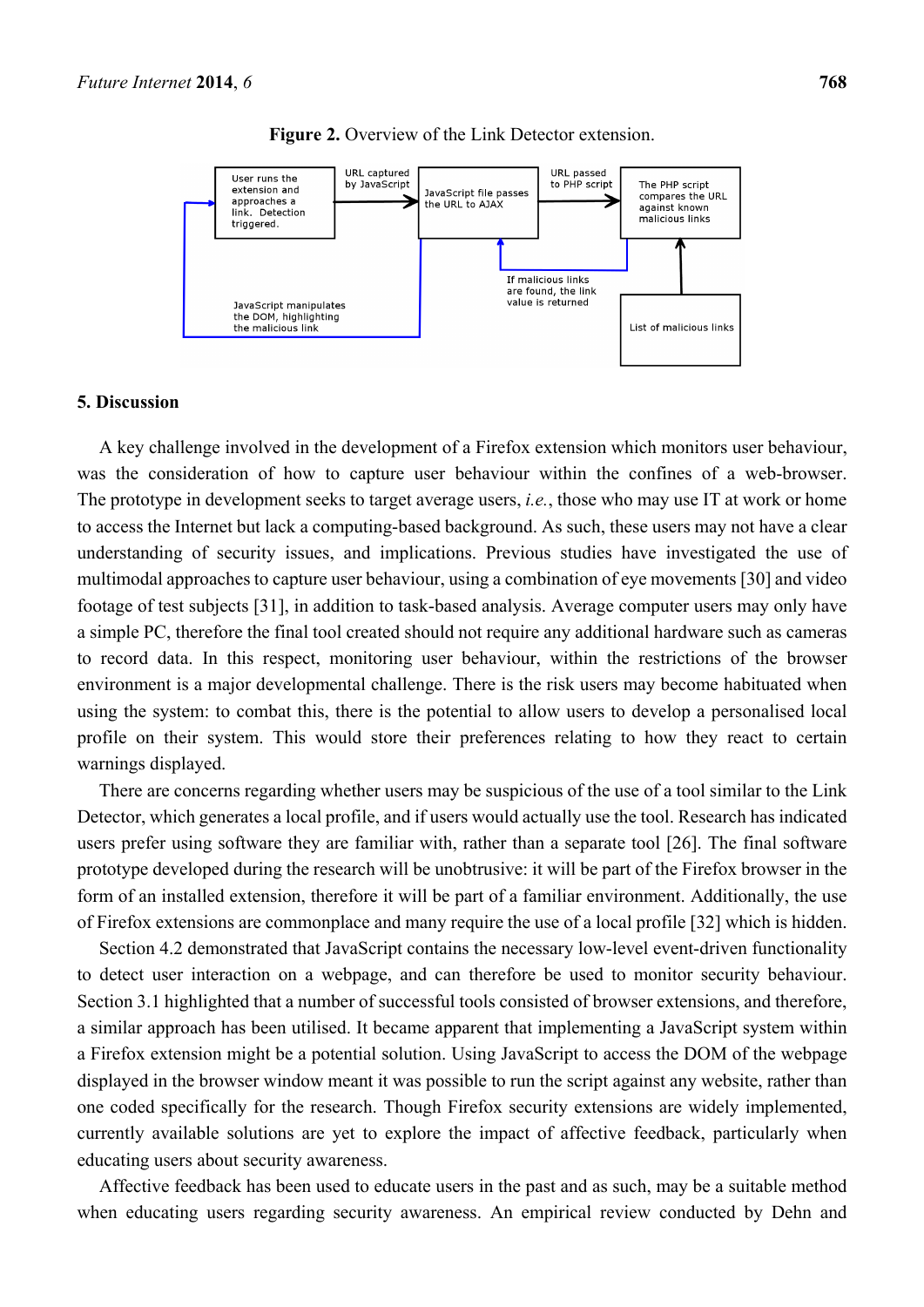**Figure 2.** Overview of the Link Detector extension.

## 5. Discussion

A key challenge involved in the development of a Firefox extension which monitors user behaviour, was the consideration of how to capture user behaviour within the confines of a web-browser. The prototype in development seeks to target average users, *i.e.*, those who may use IT at work or home to access the Internet but lack a computing-based background. As such, these users may not have a clear understanding of security issues, and implications. Previous studies have investigated the use of multimodal approaches to capture user behaviour, using a combination of eye movements [30] and video footage of test subjects [31], in addition to task-based analysis. Average computer users may only have a simple PC, therefore the final tool created should not require any additional hardware such as cameras to record data. In this respect, monitoring user behaviour, within the restrictions of the browser environment is a major developmental challenge. There is the risk users may become habituated when using the system: to combat this, there is the potential to allow users to develop a personalised local profile on their system. This would store their preferences relating to how they react to certain warnings displayed.

There are concerns regarding whether users may be suspicious of the use of a tool similar to the Link Detector, which generates a local profile, and if users would actually use the tool. Research has indicated users prefer using software they are familiar with, rather than a separate tool [26]. The final software prototype developed during the research will be unobtrusive: it will be part of the Firefox browser in the form of an installed extension, therefore it will be part of a familiar environment. Additionally, the use of Firefox extensions are commonplace and many require the use of a local profile [32] which is hidden.

Section 4.2 demonstrated that JavaScript contains the necessary low-level event-driven functionality to detect user interaction on a webpage, and can therefore be used to monitor security behaviour. Section 3.1 highlighted that a number of successful tools consisted of browser extensions, and therefore, a similar approach has been utilised. It became apparent that implementing a JavaScript system within a Firefox extension might be a potential solution. Using JavaScript to access the DOM of the webpage displayed in the browser window meant it was possible to run the script against any website, rather than one coded specifically for the research. Though Firefox security extensions are widely implemented, currently available solutions are yet to explore the impact of affective feedback, particularly when educating users about security awareness.

Affective feedback has been used to educate users in the past and as such, may be a suitable method when educating users regarding security awareness. An empirical review conducted by Dehn and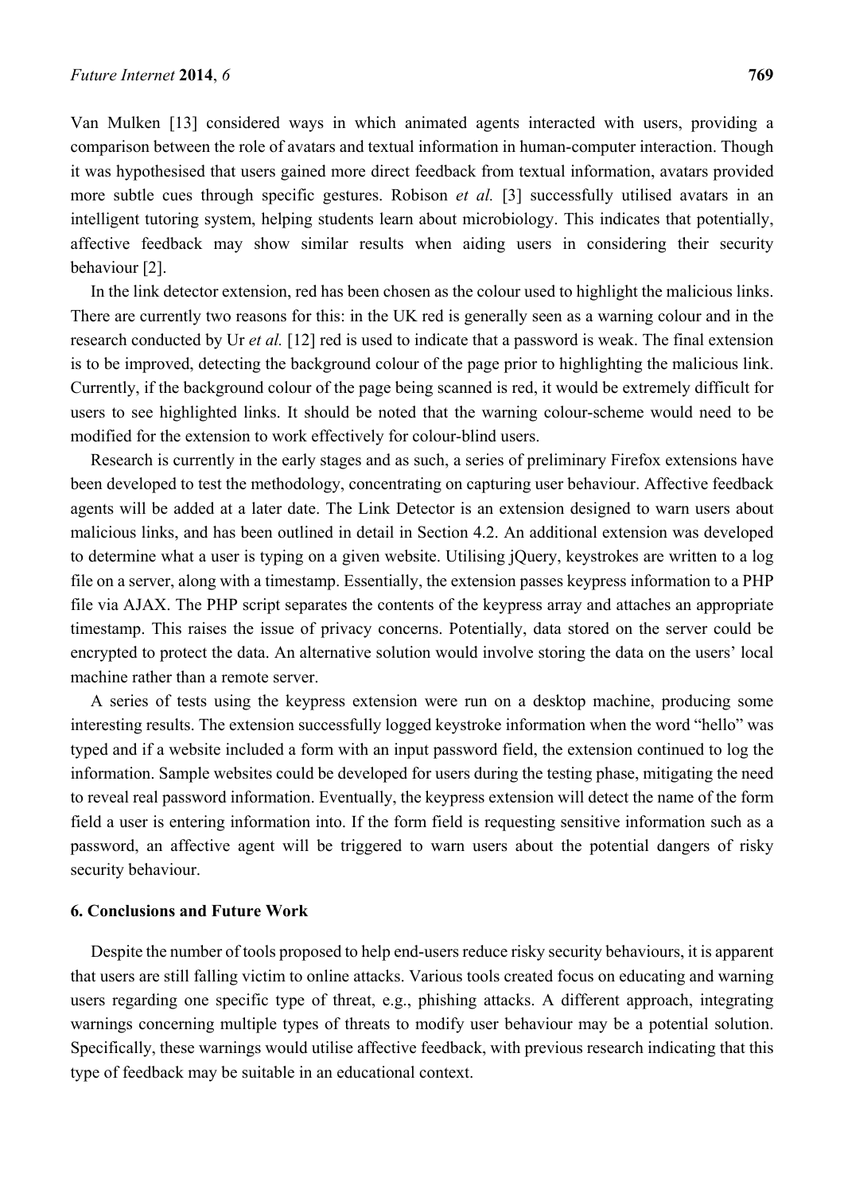Van Mulken [13] considered ways in which animated agents interacted with users, providing a comparison between the role of avatars and textual information in human-computer interaction. Though it was hypothesised that users gained more direct feedback from textual information, avatars provided more subtle cues through specific gestures. Robison *et al.* [3] successfully utilised avatars in an intelligent tutoring system, helping students learn about microbiology. This indicates that potentially, affective feedback may show similar results when aiding users in considering their security behaviour [2].

In the link detector extension, red has been chosen as the colour used to highlight the malicious links. There are currently two reasons for this: in the UK red is generally seen as a warning colour and in the research conducted by Ur *et al.* [12] red is used to indicate that a password is weak. The final extension is to be improved, detecting the background colour of the page prior to highlighting the malicious link. Currently, if the background colour of the page being scanned is red, it would be extremely difficult for users to see highlighted links. It should be noted that the warning colour-scheme would need to be modified for the extension to work effectively for colour-blind users.

Research is currently in the early stages and as such, a series of preliminary Firefox extensions have been developed to test the methodology, concentrating on capturing user behaviour. Affective feedback agents will be added at a later date. The Link Detector is an extension designed to warn users about malicious links, and has been outlined in detail in Section 4.2. An additional extension was developed to determine what a user is typing on a given website. Utilising jQuery, keystrokes are written to a log file on a server, along with a timestamp. Essentially, the extension passes keypress information to a PHP file via AJAX. The PHP script separates the contents of the keypress array and attaches an appropriate timestamp. This raises the issue of privacy concerns. Potentially, data stored on the server could be encrypted to protect the data. An alternative solution would involve storing the data on the users' local machine rather than a remote server.

A series of tests using the keypress extension were run on a desktop machine, producing some interesting results. The extension successfully logged keystroke information when the word "hello" was typed and if a website included a form with an input password field, the extension continued to log the information. Sample websites could be developed for users during the testing phase, mitigating the need to reveal real password information. Eventually, the keypress extension will detect the name of the form field a user is entering information into. If the form field is requesting sensitive information such as a password, an affective agent will be triggered to warn users about the potential dangers of risky security behaviour.

## 6. Conclusions and Future Work

Despite the number of tools proposed to help end-users reduce risky security behaviours, it is apparent that users are still falling victim to online attacks. Various tools created focus on educating and warning users regarding one specific type of threat, e.g., phishing attacks. A different approach, integrating warnings concerning multiple types of threats to modify user behaviour may be a potential solution. Specifically, these warnings would utilise affective feedback, with previous research indicating that this type of feedback may be suitable in an educational context.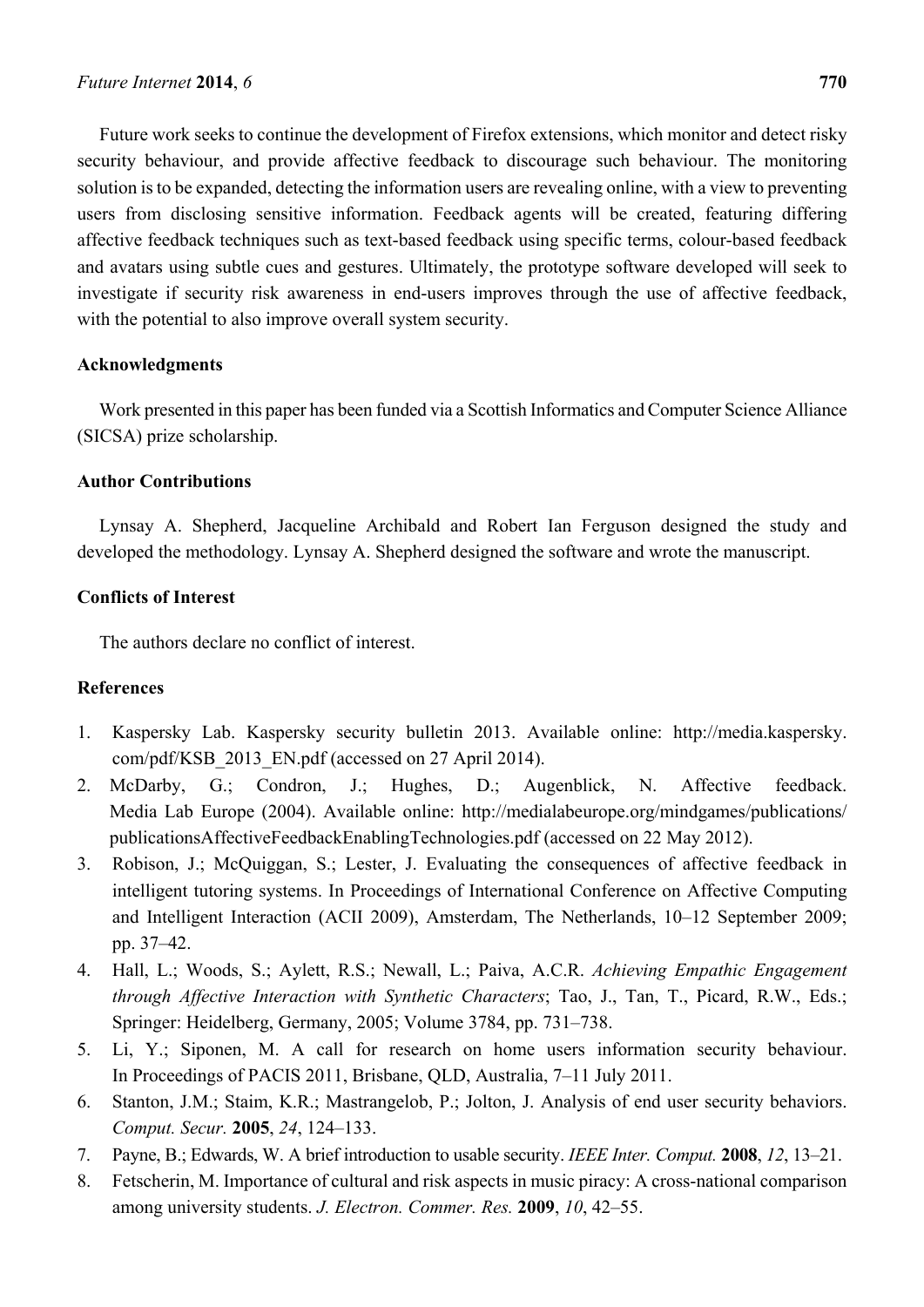Future work seeks to continue the development of Firefox extensions, which monitor and detect risky security behaviour, and provide affective feedback to discourage such behaviour. The monitoring solution is to be expanded, detecting the information users are revealing online, with a view to preventing users from disclosing sensitive information. Feedback agents will be created, featuring differing affective feedback techniques such as text-based feedback using specific terms, colour-based feedback and avatars using subtle cues and gestures. Ultimately, the prototype software developed will seek to investigate if security risk awareness in end-users improves through the use of affective feedback, with the potential to also improve overall system security.

## Acknowledgments

Work presented in this paper has been funded via a Scottish Informatics and Computer Science Alliance (SICSA) prize scholarship.

## Author Contributions

Lynsay A. Shepherd, Jacqueline Archibald and Robert Ian Ferguson designed the study and developed the methodology. Lynsay A. Shepherd designed the software and wrote the manuscript.

## Conflicts of Interest

The authors declare no conflict of interest.

## References

1. Kaspersky Lab. Kaspersky security bulletin 2013. Available online: http://media.kaspersky.com/pdf/KSB_2013_EN.pdf (accessed on 27 April 2014).
2. McDarby, G.; Condron, J.; Hughes, D.; Augenblick, N. Affective feedback. Media Lab Europe (2004). Available online: http://medialabeurope.org/mindgames/publications/publicationsAffectiveFeedbackEnablingTechnologies.pdf (accessed on 22 May 2012).
3. Robison, J.; McQuiggan, S.; Lester, J. Evaluating the consequences of affective feedback in intelligent tutoring systems. In Proceedings of International Conference on Affective Computing and Intelligent Interaction (ACII 2009), Amsterdam, The Netherlands, 10–12 September 2009; pp. 37–42.
4. Hall, L.; Woods, S.; Aylett, R.S.; Newall, L.; Paiva, A.C.R. *Achieving Empathic Engagement through Affective Interaction with Synthetic Characters*; Tao, J., Tan, T., Picard, R.W., Eds.; Springer: Heidelberg, Germany, 2005; Volume 3784, pp. 731–738.
5. Li, Y.; Siponen, M. A call for research on home users information security behaviour. In Proceedings of PACIS 2011, Brisbane, QLD, Australia, 7–11 July 2011.
6. Stanton, J.M.; Staim, K.R.; Mastrangelob, P.; Jolton, J. Analysis of end user security behaviors. *Comput. Secur.* **2005**, *24*, 124–133.
7. Payne, B.; Edwards, W. A brief introduction to usable security. *IEEE Inter. Comput.* **2008**, *12*, 13–21.
8. Fetscherin, M. Importance of cultural and risk aspects in music piracy: A cross-national comparison among university students. *J. Electron. Commer. Res.* **2009**, *10*, 42–55.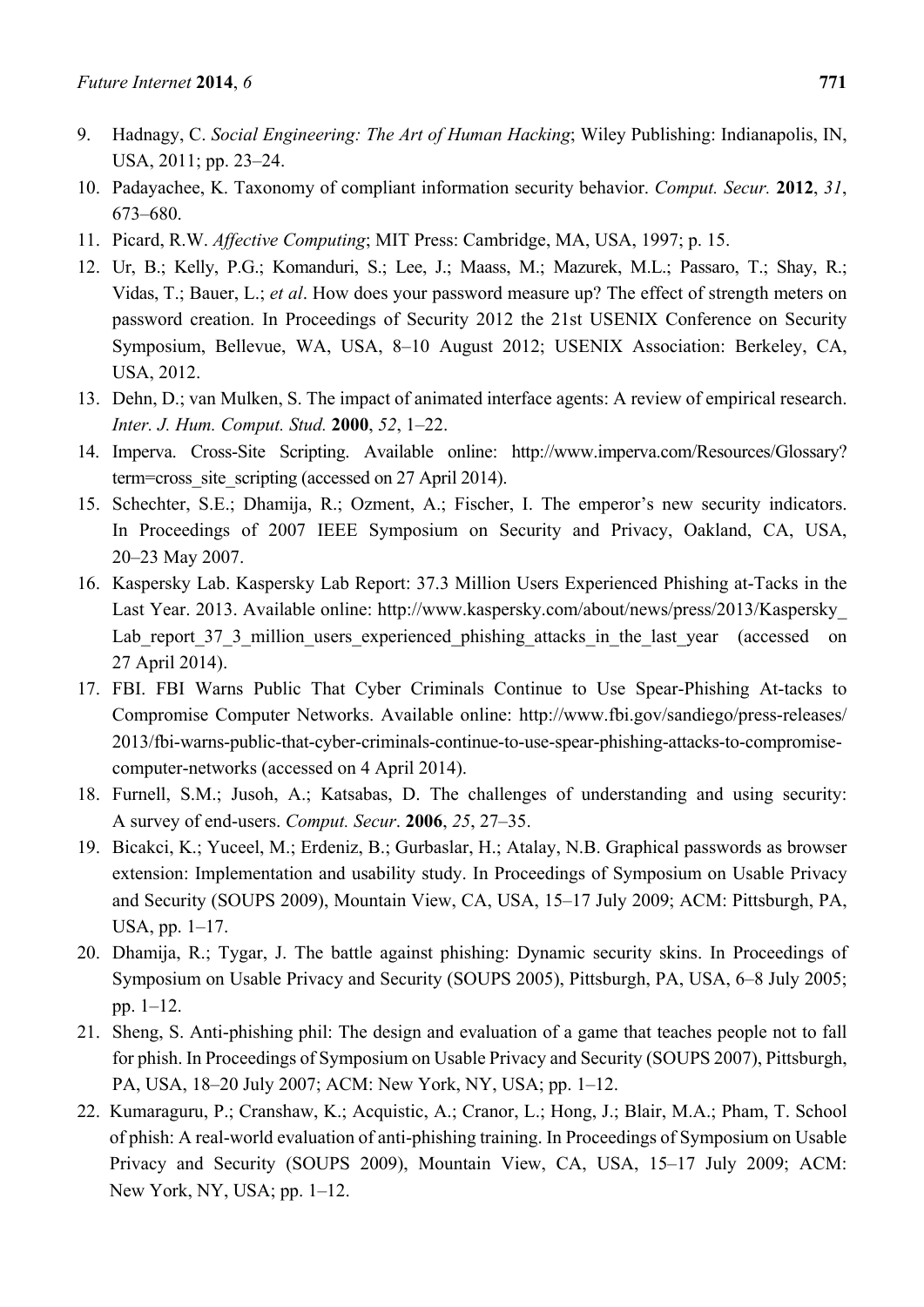9. Hadnagy, C. *Social Engineering: The Art of Human Hacking*; Wiley Publishing: Indianapolis, IN, USA, 2011; pp. 23–24.
10. Padayachee, K. Taxonomy of compliant information security behavior. *Comput. Secur.* **2012**, *31*, 673–680.
11. Picard, R.W. *Affective Computing*; MIT Press: Cambridge, MA, USA, 1997; p. 15.
12. Ur, B.; Kelly, P.G.; Komanduri, S.; Lee, J.; Maass, M.; Mazurek, M.L.; Passaro, T.; Shay, R.; Vidas, T.; Bauer, L.; *et al*. How does your password measure up? The effect of strength meters on password creation. In Proceedings of Security 2012 the 21st USENIX Conference on Security Symposium, Bellevue, WA, USA, 8–10 August 2012; USENIX Association: Berkeley, CA, USA, 2012.
13. Dehn, D.; van Mulken, S. The impact of animated interface agents: A review of empirical research. *Inter. J. Hum. Comput. Stud.* **2000**, *52*, 1–22.
14. Imperva. Cross-Site Scripting. Available online: http://www.imperva.com/Resources/Glossary?term=cross_site_scripting (accessed on 27 April 2014).
15. Schechter, S.E.; Dhamija, R.; Ozment, A.; Fischer, I. The emperor's new security indicators. In Proceedings of 2007 IEEE Symposium on Security and Privacy, Oakland, CA, USA, 20–23 May 2007.
16. Kaspersky Lab. Kaspersky Lab Report: 37.3 Million Users Experienced Phishing at-Tacks in the Last Year. 2013. Available online: http://www.kaspersky.com/about/news/press/2013/Kaspersky_Lab_report_37_3_million_users_experienced_phishing_attacks_in_the_last_year (accessed on 27 April 2014).
17. FBI. FBI Warns Public That Cyber Criminals Continue to Use Spear-Phishing At-tacks to Compromise Computer Networks. Available online: http://www.fbi.gov/sandiego/press-releases/2013/fbi-warns-public-that-cyber-criminals-continue-to-use-spear-phishing-attacks-to-compromise-computer-networks (accessed on 4 April 2014).
18. Furnell, S.M.; Jusoh, A.; Katsabas, D. The challenges of understanding and using security: A survey of end-users. *Comput. Secur*. **2006**, *25*, 27–35.
19. Bicakci, K.; Yuceel, M.; Erdeniz, B.; Gurbaslar, H.; Atalay, N.B. Graphical passwords as browser extension: Implementation and usability study. In Proceedings of Symposium on Usable Privacy and Security (SOUPS 2009), Mountain View, CA, USA, 15–17 July 2009; ACM: Pittsburgh, PA, USA, pp. 1–17.
20. Dhamija, R.; Tygar, J. The battle against phishing: Dynamic security skins. In Proceedings of Symposium on Usable Privacy and Security (SOUPS 2005), Pittsburgh, PA, USA, 6–8 July 2005; pp. 1–12.
21. Sheng, S. Anti-phishing phil: The design and evaluation of a game that teaches people not to fall for phish. In Proceedings of Symposium on Usable Privacy and Security (SOUPS 2007), Pittsburgh, PA, USA, 18–20 July 2007; ACM: New York, NY, USA; pp. 1–12.
22. Kumaraguru, P.; Cranshaw, K.; Acquistic, A.; Cranor, L.; Hong, J.; Blair, M.A.; Pham, T. School of phish: A real-world evaluation of anti-phishing training. In Proceedings of Symposium on Usable Privacy and Security (SOUPS 2009), Mountain View, CA, USA, 15–17 July 2009; ACM: New York, NY, USA; pp. 1–12.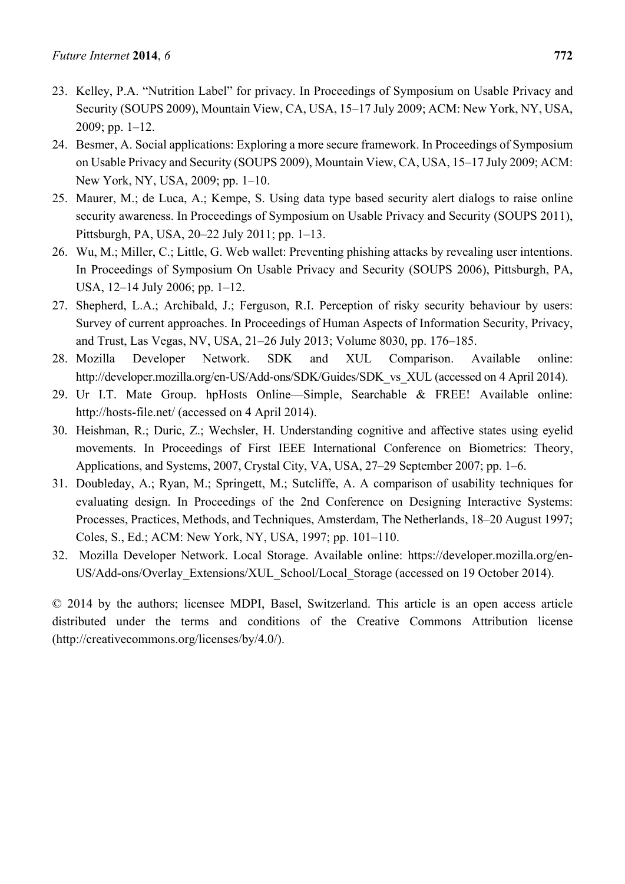23. Kelley, P.A. "Nutrition Label" for privacy. In Proceedings of Symposium on Usable Privacy and Security (SOUPS 2009), Mountain View, CA, USA, 15–17 July 2009; ACM: New York, NY, USA, 2009; pp. 1–12.
24. Besmer, A. Social applications: Exploring a more secure framework. In Proceedings of Symposium on Usable Privacy and Security (SOUPS 2009), Mountain View, CA, USA, 15–17 July 2009; ACM: New York, NY, USA, 2009; pp. 1–10.
25. Maurer, M.; de Luca, A.; Kempe, S. Using data type based security alert dialogs to raise online security awareness. In Proceedings of Symposium on Usable Privacy and Security (SOUPS 2011), Pittsburgh, PA, USA, 20–22 July 2011; pp. 1–13.
26. Wu, M.; Miller, C.; Little, G. Web wallet: Preventing phishing attacks by revealing user intentions. In Proceedings of Symposium On Usable Privacy and Security (SOUPS 2006), Pittsburgh, PA, USA, 12–14 July 2006; pp. 1–12.
27. Shepherd, L.A.; Archibald, J.; Ferguson, R.I. Perception of risky security behaviour by users: Survey of current approaches. In Proceedings of Human Aspects of Information Security, Privacy, and Trust, Las Vegas, NV, USA, 21–26 July 2013; Volume 8030, pp. 176–185.
28. Mozilla Developer Network. SDK and XUL Comparison. Available online: http://developer.mozilla.org/en-US/Add-ons/SDK/Guides/SDK_vs_XUL (accessed on 4 April 2014).
29. Ur I.T. Mate Group. hpHosts Online—Simple, Searchable & FREE! Available online: http://hosts-file.net/ (accessed on 4 April 2014).
30. Heishman, R.; Duric, Z.; Wechsler, H. Understanding cognitive and affective states using eyelid movements. In Proceedings of First IEEE International Conference on Biometrics: Theory, Applications, and Systems, 2007, Crystal City, VA, USA, 27–29 September 2007; pp. 1–6.
31. Doubleday, A.; Ryan, M.; Springett, M.; Sutcliffe, A. A comparison of usability techniques for evaluating design. In Proceedings of the 2nd Conference on Designing Interactive Systems: Processes, Practices, Methods, and Techniques, Amsterdam, The Netherlands, 18–20 August 1997; Coles, S., Ed.; ACM: New York, NY, USA, 1997; pp. 101–110.
32. Mozilla Developer Network. Local Storage. Available online: https://developer.mozilla.org/en-US/Add-ons/Overlay_Extensions/XUL_School/Local_Storage (accessed on 19 October 2014).

© 2014 by the authors; licensee MDPI, Basel, Switzerland. This article is an open access article distributed under the terms and conditions of the Creative Commons Attribution license (http://creativecommons.org/licenses/by/4.0/).